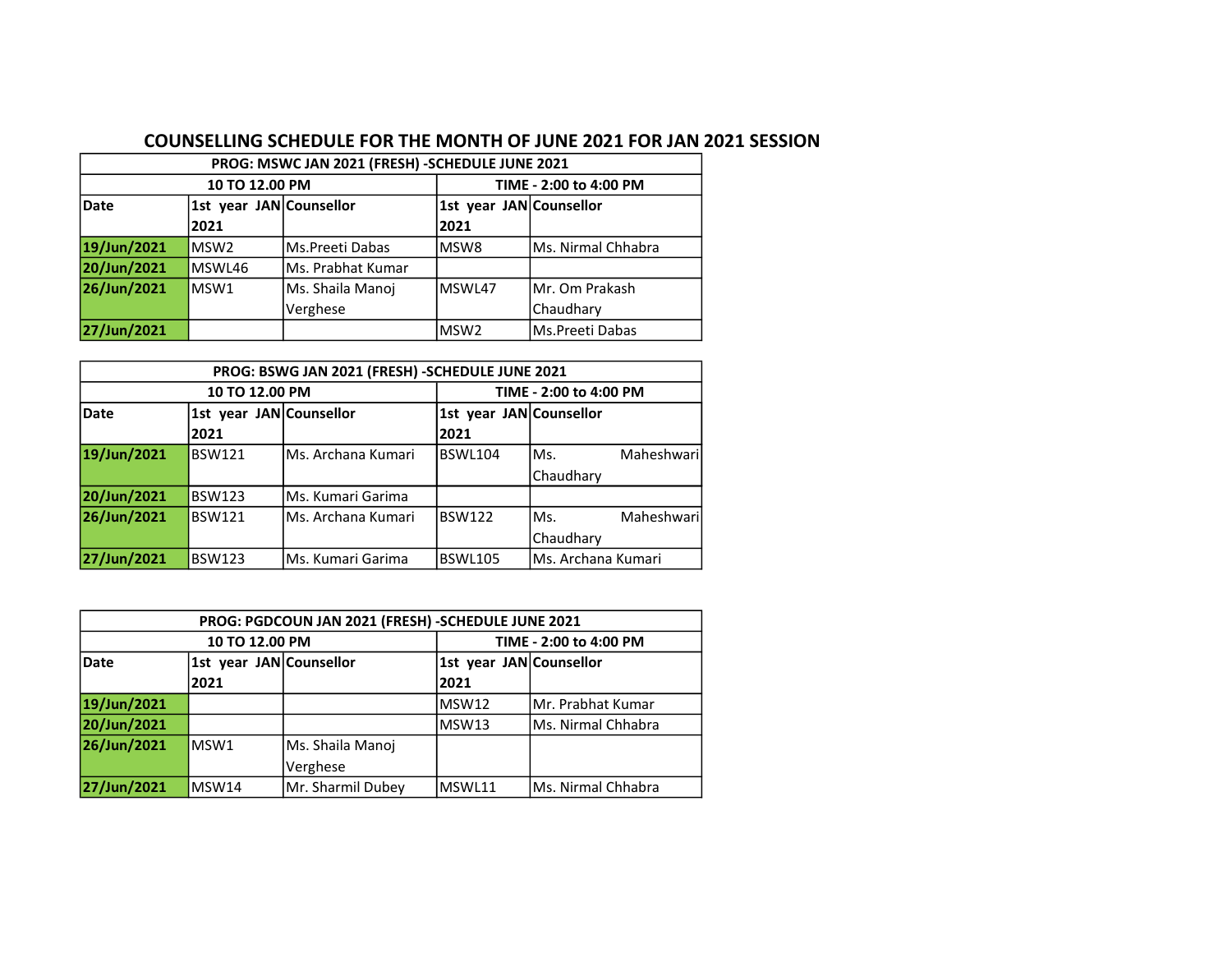# COUNSELLING SCHEDULE FOR THE MONTH OF JUNE 2021 FOR JAN 2021 SESSION

| PROG: MSWC JAN 2021 (FRESH) -SCHEDULE JUNE 2021 | | | | |
|---|---|---|---|---|
| | 10 TO 12.00 PM | | TIME - 2:00 to 4:00 PM | |
| **Date** | **1st year JAN 2021** | **Counsellor** | **1st year JAN 2021** | **Counsellor** |
| 19/Jun/2021 | MSW2 | Ms.Preeti Dabas | MSW8 | Ms. Nirmal Chhabra |
| 20/Jun/2021 | MSWL46 | Ms. Prabhat Kumar | | |
| 26/Jun/2021 | MSW1 | Ms. Shaila Manoj Verghese | MSWL47 | Mr. Om Prakash Chaudhary |
| 27/Jun/2021 | | | MSW2 | Ms.Preeti Dabas |

| PROG: BSWG JAN 2021 (FRESH) -SCHEDULE JUNE 2021 | | | | |
|---|---|---|---|---|
| | 10 TO 12.00 PM | | TIME - 2:00 to 4:00 PM | |
| **Date** | **1st year JAN 2021** | **Counsellor** | **1st year JAN 2021** | **Counsellor** |
| 19/Jun/2021 | BSW121 | Ms. Archana Kumari | BSWL104 | Ms. Maheshwari Chaudhary |
| 20/Jun/2021 | BSW123 | Ms. Kumari Garima | | |
| 26/Jun/2021 | BSW121 | Ms. Archana Kumari | BSW122 | Ms. Maheshwari Chaudhary |
| 27/Jun/2021 | BSW123 | Ms. Kumari Garima | BSWL105 | Ms. Archana Kumari |

| PROG: PGDCOUN JAN 2021 (FRESH) -SCHEDULE JUNE 2021 | | | | |
|---|---|---|---|---|
| | 10 TO 12.00 PM | | TIME - 2:00 to 4:00 PM | |
| **Date** | **1st year JAN 2021** | **Counsellor** | **1st year JAN 2021** | **Counsellor** |
| 19/Jun/2021 | | | MSW12 | Mr. Prabhat Kumar |
| 20/Jun/2021 | | | MSW13 | Ms. Nirmal Chhabra |
| 26/Jun/2021 | MSW1 | Ms. Shaila Manoj Verghese | | |
| 27/Jun/2021 | MSW14 | Mr. Sharmil Dubey | MSWL11 | Ms. Nirmal Chhabra |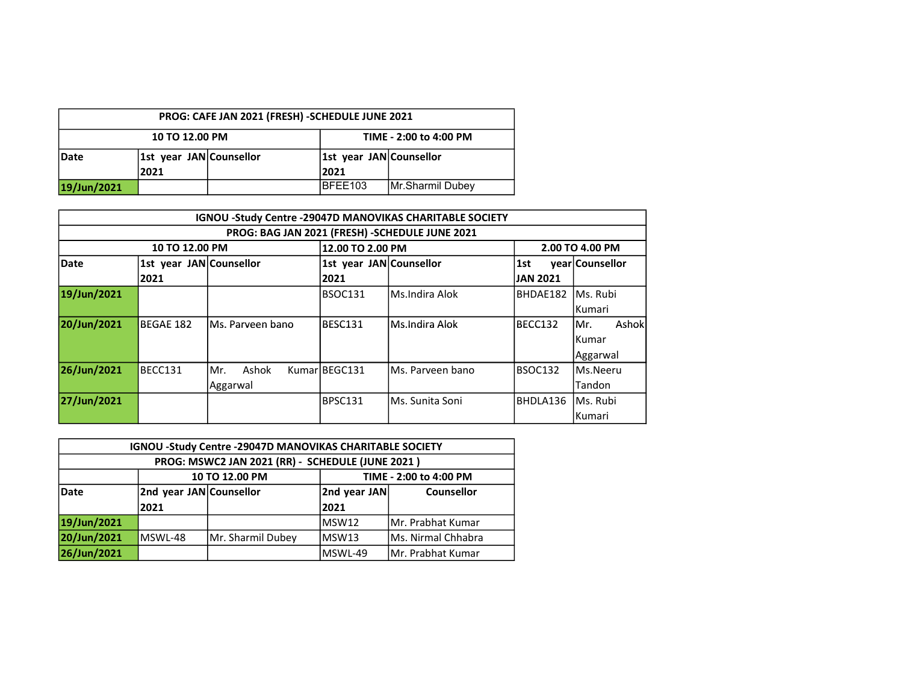| PROG: CAFE JAN 2021 (FRESH) -SCHEDULE JUNE 2021 | | | | |
|---|---|---|---|---|
| | 10 TO 12.00 PM | | TIME - 2:00 to 4:00 PM | |
| Date | 1st year JAN 2021 | Counsellor | 1st year JAN 2021 | Counsellor |
| 19/Jun/2021 | | | BFEE103 | Mr.Sharmil Dubey |

| IGNOU -Study Centre -29047D MANOVIKAS CHARITABLE SOCIETY | | | | | | |
|---|---|---|---|---|---|---|
| PROG: BAG JAN 2021 (FRESH) -SCHEDULE JUNE 2021 | | | | | | |
| | 10 TO 12.00 PM | | 12.00 TO 2.00 PM | | 2.00 TO 4.00 PM | |
| Date | 1st year JAN 2021 | Counsellor | 1st year JAN 2021 | Counsellor | 1st year JAN 2021 | Counsellor |
| 19/Jun/2021 | | | BSOC131 | Ms.Indira Alok | BHDAE182 | Ms. Rubi Kumari |
| 20/Jun/2021 | BEGAE 182 | Ms. Parveen bano | BESC131 | Ms.Indira Alok | BECC132 | Mr. Ashok Kumar Aggarwal |
| 26/Jun/2021 | BECC131 | Mr. Ashok Kumar Aggarwal | BEGC131 | Ms. Parveen bano | BSOC132 | Ms.Neeru Tandon |
| 27/Jun/2021 | | | BPSC131 | Ms. Sunita Soni | BHDLA136 | Ms. Rubi Kumari |

| IGNOU -Study Centre -29047D MANOVIKAS CHARITABLE SOCIETY | | | | |
|---|---|---|---|---|
| PROG: MSWC2 JAN 2021 (RR) - SCHEDULE (JUNE 2021 ) | | | | |
| | 10 TO 12.00 PM | | TIME - 2:00 to 4:00 PM | |
| Date | 2nd year JAN 2021 | Counsellor | 2nd year JAN 2021 | Counsellor |
| 19/Jun/2021 | | | MSW12 | Mr. Prabhat Kumar |
| 20/Jun/2021 | MSWL-48 | Mr. Sharmil Dubey | MSW13 | Ms. Nirmal Chhabra |
| 26/Jun/2021 | | | MSWL-49 | Mr. Prabhat Kumar |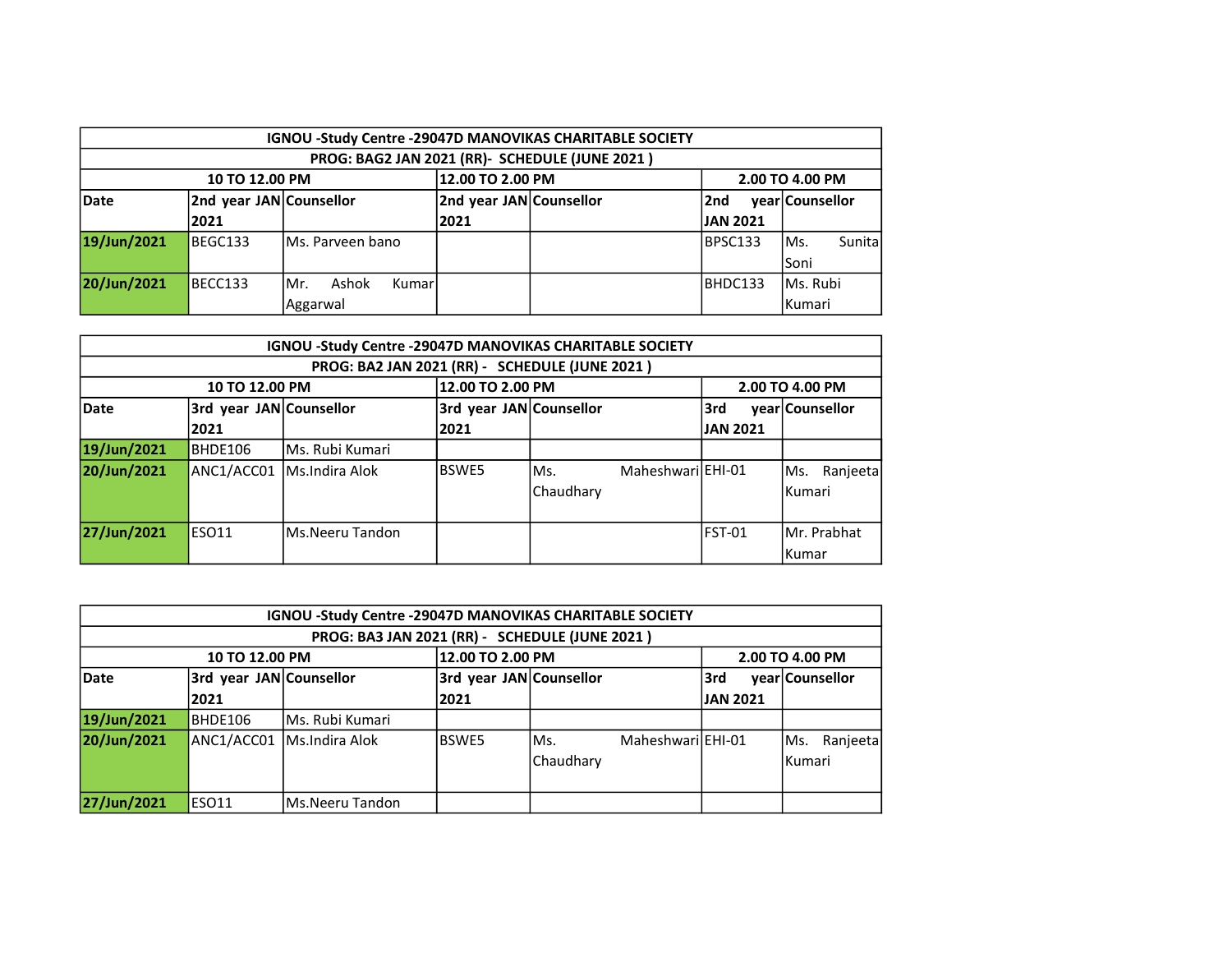| IGNOU -Study Centre -29047D MANOVIKAS CHARITABLE SOCIETY | | | | | | |
|---|---|---|---|---|---|---|
| PROG: BAG2 JAN 2021 (RR)- SCHEDULE (JUNE 2021 ) | | | | | | |
| 10 TO 12.00 PM | | | 12.00 TO 2.00 PM | | 2.00 TO 4.00 PM | |
| Date | 2nd year JAN 2021 | Counsellor | 2nd year JAN 2021 | Counsellor | 2nd year JAN 2021 | Counsellor |
| 19/Jun/2021 | BEGC133 | Ms. Parveen bano | | | BPSC133 | Ms. Sunita Soni |
| 20/Jun/2021 | BECC133 | Mr. Ashok Kumar Aggarwal | | | BHDC133 | Ms. Rubi Kumari |

| IGNOU -Study Centre -29047D MANOVIKAS CHARITABLE SOCIETY | | | | | | |
|---|---|---|---|---|---|---|
| PROG: BA2 JAN 2021 (RR) - SCHEDULE (JUNE 2021 ) | | | | | | |
| 10 TO 12.00 PM | | | 12.00 TO 2.00 PM | | 2.00 TO 4.00 PM | |
| Date | 3rd year JAN 2021 | Counsellor | 3rd year JAN 2021 | Counsellor | 3rd year JAN 2021 | Counsellor |
| 19/Jun/2021 | BHDE106 | Ms. Rubi Kumari | | | | |
| 20/Jun/2021 | ANC1/ACC01 | Ms.Indira Alok | BSWE5 | Ms. Maheshwari Chaudhary | EHI-01 | Ms. Ranjeeta Kumari |
| 27/Jun/2021 | ESO11 | Ms.Neeru Tandon | | | FST-01 | Mr. Prabhat Kumar |

| IGNOU -Study Centre -29047D MANOVIKAS CHARITABLE SOCIETY | | | | | | |
|---|---|---|---|---|---|---|
| PROG: BA3 JAN 2021 (RR) - SCHEDULE (JUNE 2021 ) | | | | | | |
| 10 TO 12.00 PM | | | 12.00 TO 2.00 PM | | 2.00 TO 4.00 PM | |
| Date | 3rd year JAN 2021 | Counsellor | 3rd year JAN 2021 | Counsellor | 3rd year JAN 2021 | Counsellor |
| 19/Jun/2021 | BHDE106 | Ms. Rubi Kumari | | | | |
| 20/Jun/2021 | ANC1/ACC01 | Ms.Indira Alok | BSWE5 | Ms. Maheshwari Chaudhary | EHI-01 | Ms. Ranjeeta Kumari |
| 27/Jun/2021 | ESO11 | Ms.Neeru Tandon | | | | |